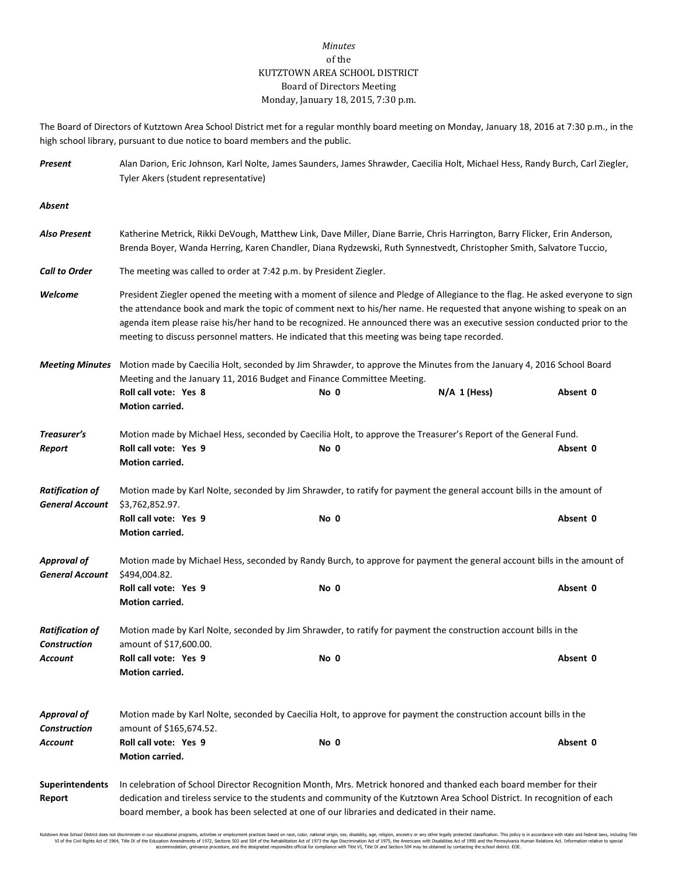*Minutes*
of the
KUTZTOWN AREA SCHOOL DISTRICT
Board of Directors Meeting
Monday, January 18, 2015, 7:30 p.m.

The Board of Directors of Kutztown Area School District met for a regular monthly board meeting on Monday, January 18, 2016 at 7:30 p.m., in the high school library, pursuant to due notice to board members and the public.

***Present*** Alan Darion, Eric Johnson, Karl Nolte, James Saunders, James Shrawder, Caecilia Holt, Michael Hess, Randy Burch, Carl Ziegler, Tyler Akers (student representative)

***Absent***

***Also Present*** Katherine Metrick, Rikki DeVough, Matthew Link, Dave Miller, Diane Barrie, Chris Harrington, Barry Flicker, Erin Anderson, Brenda Boyer, Wanda Herring, Karen Chandler, Diana Rydzewski, Ruth Synnestvedt, Christopher Smith, Salvatore Tuccio,

***Call to Order*** The meeting was called to order at 7:42 p.m. by President Ziegler.

***Welcome*** President Ziegler opened the meeting with a moment of silence and Pledge of Allegiance to the flag. He asked everyone to sign the attendance book and mark the topic of comment next to his/her name. He requested that anyone wishing to speak on an agenda item please raise his/her hand to be recognized. He announced there was an executive session conducted prior to the meeting to discuss personnel matters. He indicated that this meeting was being tape recorded.

***Meeting Minutes*** Motion made by Caecilia Holt, seconded by Jim Shrawder, to approve the Minutes from the January 4, 2016 School Board Meeting and the January 11, 2016 Budget and Finance Committee Meeting.
**Roll call vote: Yes 8** **No 0** **N/A 1 (Hess)** **Absent 0**
**Motion carried.**

***Treasurer's Report*** Motion made by Michael Hess, seconded by Caecilia Holt, to approve the Treasurer's Report of the General Fund.
**Roll call vote: Yes 9** **No 0** **Absent 0**
**Motion carried.**

***Ratification of General Account*** Motion made by Karl Nolte, seconded by Jim Shrawder, to ratify for payment the general account bills in the amount of $3,762,852.97.
**Roll call vote: Yes 9** **No 0** **Absent 0**
**Motion carried.**

***Approval of General Account*** Motion made by Michael Hess, seconded by Randy Burch, to approve for payment the general account bills in the amount of $494,004.82.
**Roll call vote: Yes 9** **No 0** **Absent 0**
**Motion carried.**

***Ratification of Construction Account*** Motion made by Karl Nolte, seconded by Jim Shrawder, to ratify for payment the construction account bills in the amount of $17,600.00.
**Roll call vote: Yes 9** **No 0** **Absent 0**
**Motion carried.**

***Approval of Construction Account*** Motion made by Karl Nolte, seconded by Caecilia Holt, to approve for payment the construction account bills in the amount of $165,674.52.
**Roll call vote: Yes 9** **No 0** **Absent 0**
**Motion carried.**

**Superintendents Report** In celebration of School Director Recognition Month, Mrs. Metrick honored and thanked each board member for their dedication and tireless service to the students and community of the Kutztown Area School District. In recognition of each board member, a book has been selected at one of our libraries and dedicated in their name.

Kutztown Area School District does not discriminate in our educational programs, activities or employment practices based on race, color, national origin, sex, disability, age, religion, ancestry or any other legally protected classification. This policy is in accordance with state and federal laws, including Title VI of the Civil Rights Act of 1964, Title IX of the Education Amendments of 1972, Sections 503 and 504 of the Rehabilitation Act of 1973 the Age Discrimination Act of 1975, the Americans with Disabilities Act of 1990 and the Pennsylvania Human Relations Act. Information relative to special accommodation, grievance procedure, and the designated responsible official for compliance with Title VI, Title IX and Section 504 may be obtained by contacting the school district. EOE.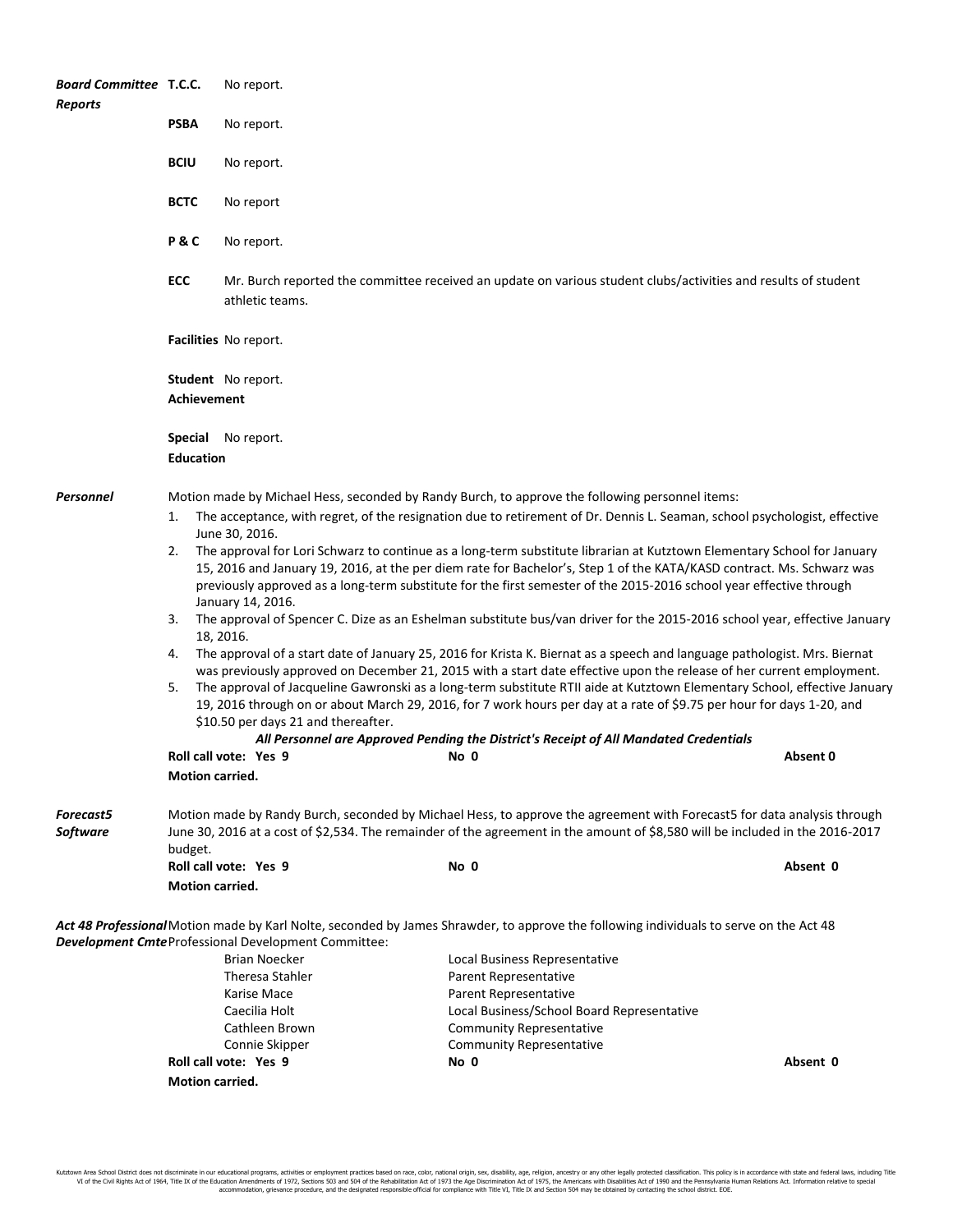***Board Committee Reports***

**T.C.C.** No report.

**PSBA** No report.

**BCIU** No report.

**BCTC** No report

**P & C** No report.

**ECC** Mr. Burch reported the committee received an update on various student clubs/activities and results of student athletic teams.

**Facilities** No report.

**Student Achievement** No report.

**Special Education** No report.

***Personnel***

Motion made by Michael Hess, seconded by Randy Burch, to approve the following personnel items:

1. The acceptance, with regret, of the resignation due to retirement of Dr. Dennis L. Seaman, school psychologist, effective June 30, 2016.
2. The approval for Lori Schwarz to continue as a long-term substitute librarian at Kutztown Elementary School for January 15, 2016 and January 19, 2016, at the per diem rate for Bachelor's, Step 1 of the KATA/KASD contract. Ms. Schwarz was previously approved as a long-term substitute for the first semester of the 2015-2016 school year effective through January 14, 2016.
3. The approval of Spencer C. Dize as an Eshelman substitute bus/van driver for the 2015-2016 school year, effective January 18, 2016.
4. The approval of a start date of January 25, 2016 for Krista K. Biernat as a speech and language pathologist. Mrs. Biernat was previously approved on December 21, 2015 with a start date effective upon the release of her current employment.
5. The approval of Jacqueline Gawronski as a long-term substitute RTII aide at Kutztown Elementary School, effective January 19, 2016 through on or about March 29, 2016, for 7 work hours per day at a rate of $9.75 per hour for days 1-20, and $10.50 per days 21 and thereafter.

***All Personnel are Approved Pending the District's Receipt of All Mandated Credentials***

**Roll call vote: Yes 9** **No 0** **Absent 0**

**Motion carried.**

***Forecast5 Software***

Motion made by Randy Burch, seconded by Michael Hess, to approve the agreement with Forecast5 for data analysis through June 30, 2016 at a cost of $2,534. The remainder of the agreement in the amount of $8,580 will be included in the 2016-2017 budget.

**Roll call vote: Yes 9** **No 0** **Absent 0**

**Motion carried.**

***Act 48 Professional Development Cmte***

Motion made by Karl Nolte, seconded by James Shrawder, to approve the following individuals to serve on the Act 48 Professional Development Committee:

| | |
|---|---|
| Brian Noecker | Local Business Representative |
| Theresa Stahler | Parent Representative |
| Karise Mace | Parent Representative |
| Caecilia Holt | Local Business/School Board Representative |
| Cathleen Brown | Community Representative |
| Connie Skipper | Community Representative |

**Roll call vote: Yes 9** **No 0** **Absent 0**

**Motion carried.**

Kutztown Area School District does not discriminate in our educational programs, activities or employment practices based on race, color, national origin, sex, disability, age, religion, ancestry or any other legally protected classification. This policy is in accordance with state and federal laws, including Title VI of the Civil Rights Act of 1964, Title IX of the Education Amendments of 1972, Sections 503 and 504 of the Rehabilitation Act of 1973 the Age Discrimination Act of 1975, the Americans with Disabilities Act of 1990 and the Pennsylvania Human Relations Act. Information relative to special accommodation, grievance procedure, and the designated responsible official for compliance with Title VI, Title IX and Section 504 may be obtained by contacting the school district. EOE.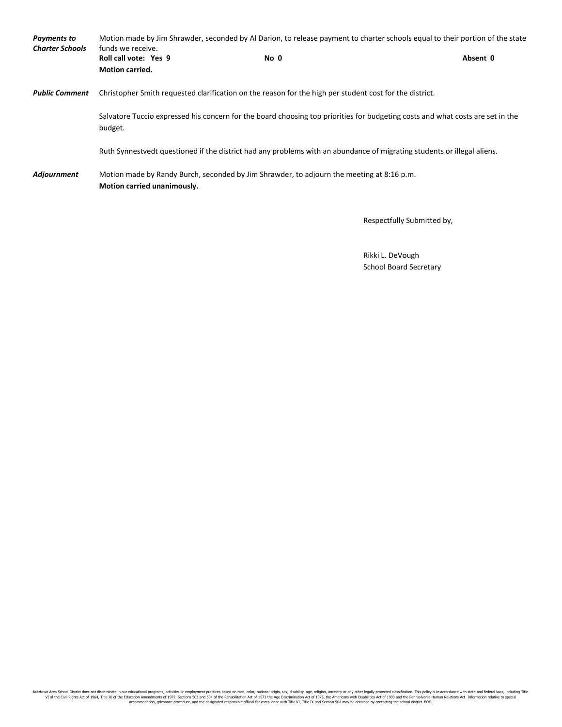***Payments to Charter Schools***

Motion made by Jim Shrawder, seconded by Al Darion, to release payment to charter schools equal to their portion of the state funds we receive.

**Roll call vote: Yes 9** **No 0** **Absent 0**

**Motion carried.**

***Public Comment***

Christopher Smith requested clarification on the reason for the high per student cost for the district.

Salvatore Tuccio expressed his concern for the board choosing top priorities for budgeting costs and what costs are set in the budget.

Ruth Synnestvedt questioned if the district had any problems with an abundance of migrating students or illegal aliens.

***Adjournment***

Motion made by Randy Burch, seconded by Jim Shrawder, to adjourn the meeting at 8:16 p.m.

**Motion carried unanimously.**

Respectfully Submitted by,

Rikki L. DeVough
School Board Secretary

Kutztown Area School District does not discriminate in our educational programs, activities or employment practices based on race, color, national origin, sex, disability, age, religion, ancestry or any other legally protected classification. This policy is in accordance with state and federal laws, including Title VI of the Civil Rights Act of 1964, Title IX of the Education Amendments of 1972, Sections 503 and 504 of the Rehabilitation Act of 1973 the Age Discrimination Act of 1975, the Americans with Disabilities Act of 1990 and the Pennsylvania Human Relations Act. Information relative to special accommodation, grievance procedure, and the designated responsible official for compliance with Title VI, Title IX and Section 504 may be obtained by contacting the school district. EOE.